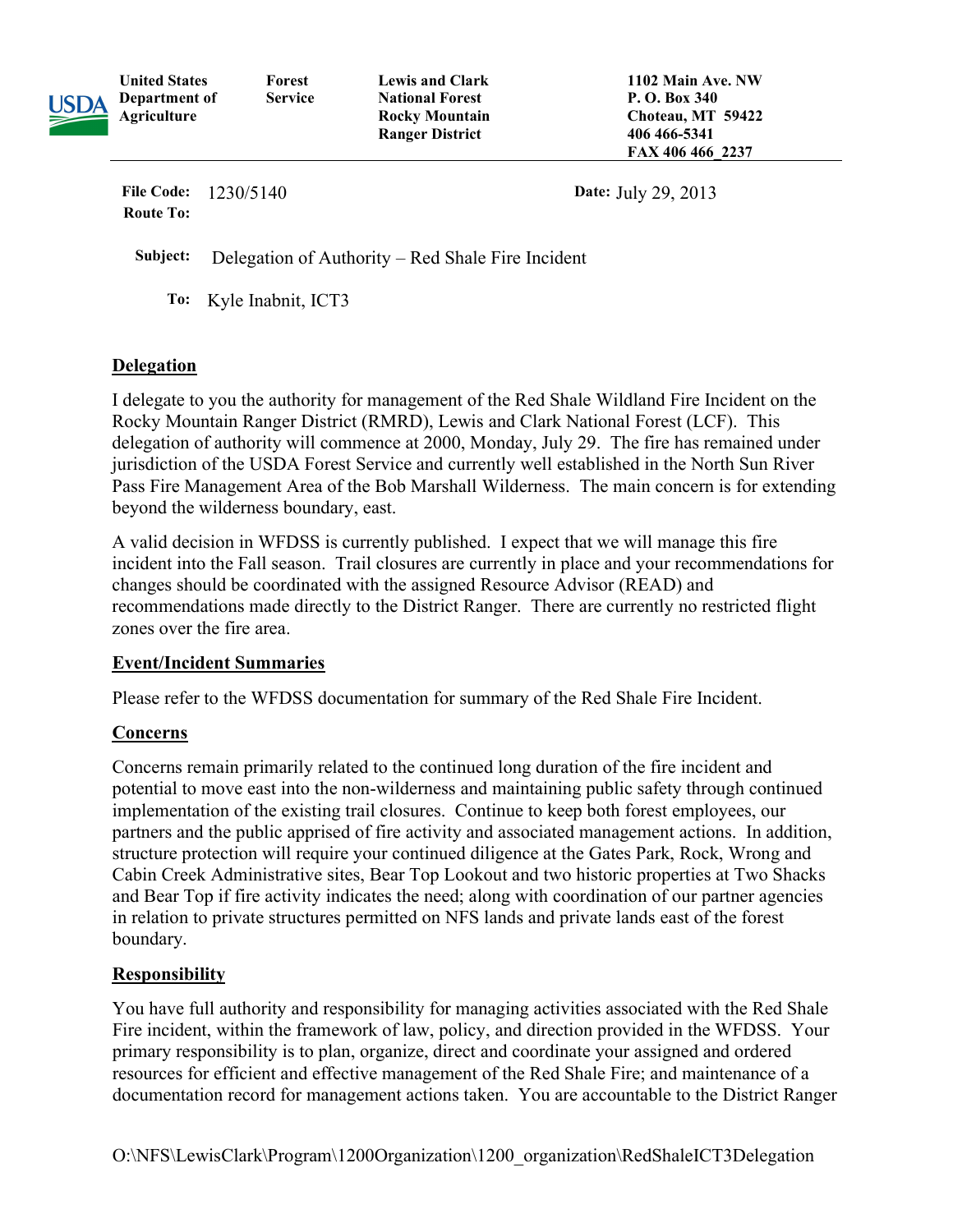**United States Department of Agriculture** | **Forest Service** | **Lewis and Clark National Forest Rocky Mountain Ranger District** | **1102 Main Ave. NW P. O. Box 340 Choteau, MT 59422 406 466-5341 FAX 406 466_2237**

**File Code:** 1230/5140 **Date:** July 29, 2013
**Route To:**

**Subject:** Delegation of Authority – Red Shale Fire Incident

**To:** Kyle Inabnit, ICT3

## Delegation

I delegate to you the authority for management of the Red Shale Wildland Fire Incident on the Rocky Mountain Ranger District (RMRD), Lewis and Clark National Forest (LCF). This delegation of authority will commence at 2000, Monday, July 29. The fire has remained under jurisdiction of the USDA Forest Service and currently well established in the North Sun River Pass Fire Management Area of the Bob Marshall Wilderness. The main concern is for extending beyond the wilderness boundary, east.

A valid decision in WFDSS is currently published. I expect that we will manage this fire incident into the Fall season. Trail closures are currently in place and your recommendations for changes should be coordinated with the assigned Resource Advisor (READ) and recommendations made directly to the District Ranger. There are currently no restricted flight zones over the fire area.

## Event/Incident Summaries

Please refer to the WFDSS documentation for summary of the Red Shale Fire Incident.

## Concerns

Concerns remain primarily related to the continued long duration of the fire incident and potential to move east into the non-wilderness and maintaining public safety through continued implementation of the existing trail closures. Continue to keep both forest employees, our partners and the public apprised of fire activity and associated management actions. In addition, structure protection will require your continued diligence at the Gates Park, Rock, Wrong and Cabin Creek Administrative sites, Bear Top Lookout and two historic properties at Two Shacks and Bear Top if fire activity indicates the need; along with coordination of our partner agencies in relation to private structures permitted on NFS lands and private lands east of the forest boundary.

## Responsibility

You have full authority and responsibility for managing activities associated with the Red Shale Fire incident, within the framework of law, policy, and direction provided in the WFDSS. Your primary responsibility is to plan, organize, direct and coordinate your assigned and ordered resources for efficient and effective management of the Red Shale Fire; and maintenance of a documentation record for management actions taken. You are accountable to the District Ranger

O:\NFS\LewisClark\Program\1200Organization\1200_organization\RedShaleICT3Delegation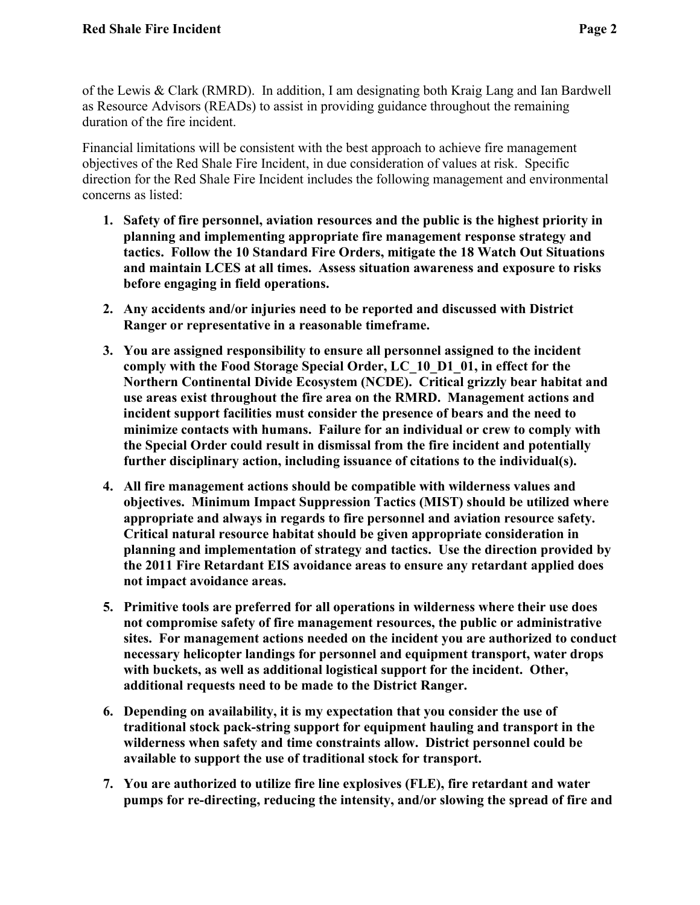of the Lewis & Clark (RMRD). In addition, I am designating both Kraig Lang and Ian Bardwell as Resource Advisors (READs) to assist in providing guidance throughout the remaining duration of the fire incident.

Financial limitations will be consistent with the best approach to achieve fire management objectives of the Red Shale Fire Incident, in due consideration of values at risk. Specific direction for the Red Shale Fire Incident includes the following management and environmental concerns as listed:

1. **Safety of fire personnel, aviation resources and the public is the highest priority in planning and implementing appropriate fire management response strategy and tactics. Follow the 10 Standard Fire Orders, mitigate the 18 Watch Out Situations and maintain LCES at all times. Assess situation awareness and exposure to risks before engaging in field operations.**

2. **Any accidents and/or injuries need to be reported and discussed with District Ranger or representative in a reasonable timeframe.**

3. **You are assigned responsibility to ensure all personnel assigned to the incident comply with the Food Storage Special Order, LC_10_D1_01, in effect for the Northern Continental Divide Ecosystem (NCDE). Critical grizzly bear habitat and use areas exist throughout the fire area on the RMRD. Management actions and incident support facilities must consider the presence of bears and the need to minimize contacts with humans. Failure for an individual or crew to comply with the Special Order could result in dismissal from the fire incident and potentially further disciplinary action, including issuance of citations to the individual(s).**

4. **All fire management actions should be compatible with wilderness values and objectives. Minimum Impact Suppression Tactics (MIST) should be utilized where appropriate and always in regards to fire personnel and aviation resource safety. Critical natural resource habitat should be given appropriate consideration in planning and implementation of strategy and tactics. Use the direction provided by the 2011 Fire Retardant EIS avoidance areas to ensure any retardant applied does not impact avoidance areas.**

5. **Primitive tools are preferred for all operations in wilderness where their use does not compromise safety of fire management resources, the public or administrative sites. For management actions needed on the incident you are authorized to conduct necessary helicopter landings for personnel and equipment transport, water drops with buckets, as well as additional logistical support for the incident. Other, additional requests need to be made to the District Ranger.**

6. **Depending on availability, it is my expectation that you consider the use of traditional stock pack-string support for equipment hauling and transport in the wilderness when safety and time constraints allow. District personnel could be available to support the use of traditional stock for transport.**

7. **You are authorized to utilize fire line explosives (FLE), fire retardant and water pumps for re-directing, reducing the intensity, and/or slowing the spread of fire and**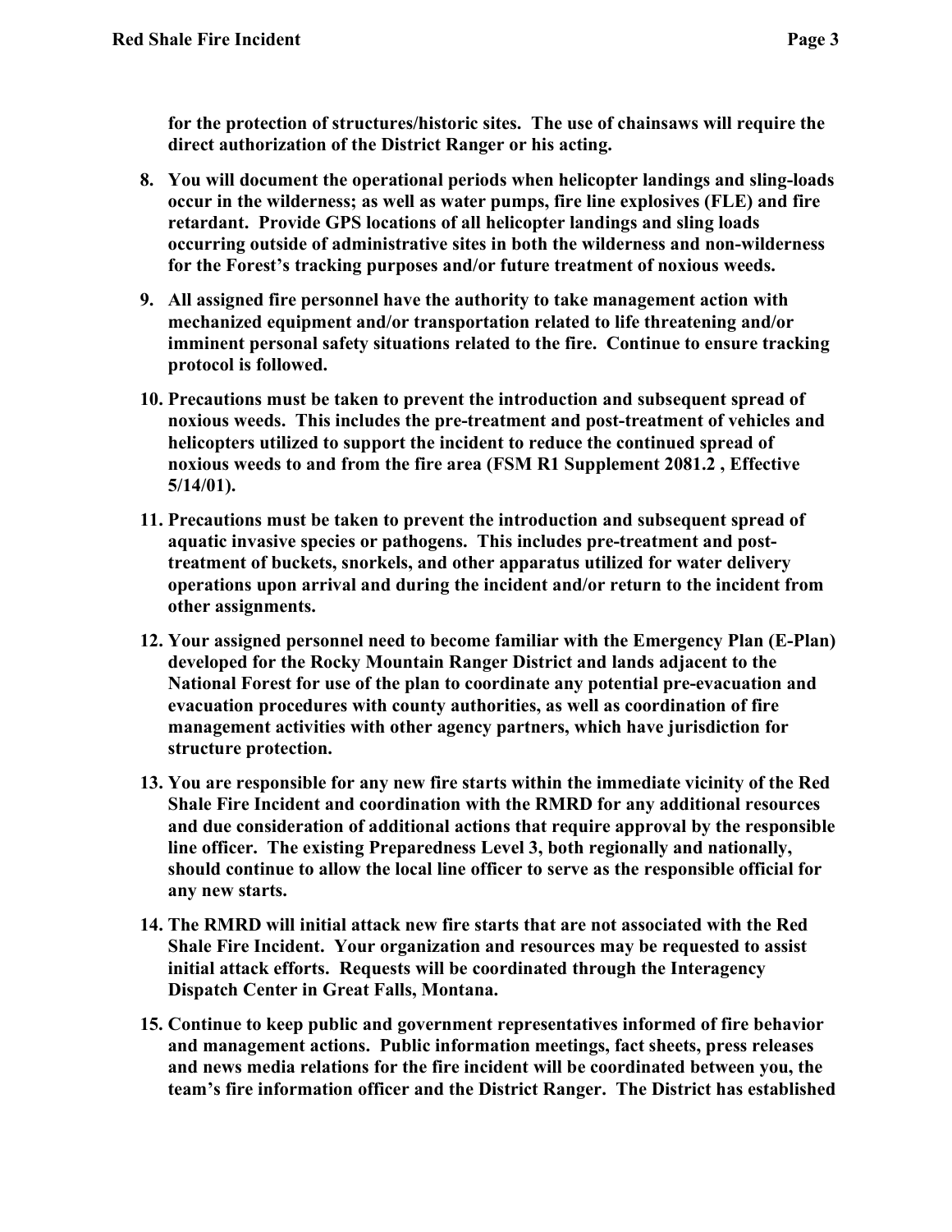**for the protection of structures/historic sites. The use of chainsaws will require the direct authorization of the District Ranger or his acting.**

8. **You will document the operational periods when helicopter landings and sling-loads occur in the wilderness; as well as water pumps, fire line explosives (FLE) and fire retardant. Provide GPS locations of all helicopter landings and sling loads occurring outside of administrative sites in both the wilderness and non-wilderness for the Forest's tracking purposes and/or future treatment of noxious weeds.**

9. **All assigned fire personnel have the authority to take management action with mechanized equipment and/or transportation related to life threatening and/or imminent personal safety situations related to the fire. Continue to ensure tracking protocol is followed.**

10. **Precautions must be taken to prevent the introduction and subsequent spread of noxious weeds. This includes the pre-treatment and post-treatment of vehicles and helicopters utilized to support the incident to reduce the continued spread of noxious weeds to and from the fire area (FSM R1 Supplement 2081.2 , Effective 5/14/01).**

11. **Precautions must be taken to prevent the introduction and subsequent spread of aquatic invasive species or pathogens. This includes pre-treatment and post-treatment of buckets, snorkels, and other apparatus utilized for water delivery operations upon arrival and during the incident and/or return to the incident from other assignments.**

12. **Your assigned personnel need to become familiar with the Emergency Plan (E-Plan) developed for the Rocky Mountain Ranger District and lands adjacent to the National Forest for use of the plan to coordinate any potential pre-evacuation and evacuation procedures with county authorities, as well as coordination of fire management activities with other agency partners, which have jurisdiction for structure protection.**

13. **You are responsible for any new fire starts within the immediate vicinity of the Red Shale Fire Incident and coordination with the RMRD for any additional resources and due consideration of additional actions that require approval by the responsible line officer. The existing Preparedness Level 3, both regionally and nationally, should continue to allow the local line officer to serve as the responsible official for any new starts.**

14. **The RMRD will initial attack new fire starts that are not associated with the Red Shale Fire Incident. Your organization and resources may be requested to assist initial attack efforts. Requests will be coordinated through the Interagency Dispatch Center in Great Falls, Montana.**

15. **Continue to keep public and government representatives informed of fire behavior and management actions. Public information meetings, fact sheets, press releases and news media relations for the fire incident will be coordinated between you, the team's fire information officer and the District Ranger. The District has established**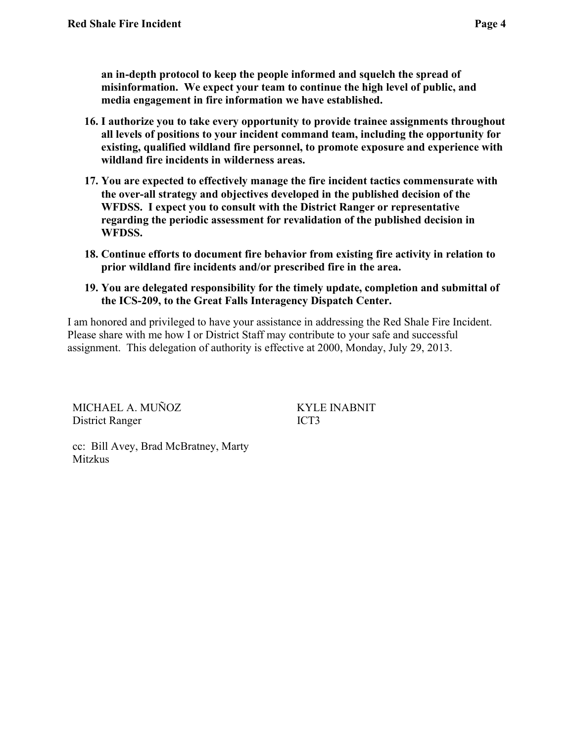**an in-depth protocol to keep the people informed and squelch the spread of misinformation. We expect your team to continue the high level of public, and media engagement in fire information we have established.**

16. **I authorize you to take every opportunity to provide trainee assignments throughout all levels of positions to your incident command team, including the opportunity for existing, qualified wildland fire personnel, to promote exposure and experience with wildland fire incidents in wilderness areas.**

17. **You are expected to effectively manage the fire incident tactics commensurate with the over-all strategy and objectives developed in the published decision of the WFDSS. I expect you to consult with the District Ranger or representative regarding the periodic assessment for revalidation of the published decision in WFDSS.**

18. **Continue efforts to document fire behavior from existing fire activity in relation to prior wildland fire incidents and/or prescribed fire in the area.**

19. **You are delegated responsibility for the timely update, completion and submittal of the ICS-209, to the Great Falls Interagency Dispatch Center.**

I am honored and privileged to have your assistance in addressing the Red Shale Fire Incident. Please share with me how I or District Staff may contribute to your safe and successful assignment. This delegation of authority is effective at 2000, Monday, July 29, 2013.

MICHAEL A. MUÑOZ
District Ranger

KYLE INABNIT
ICT3

cc: Bill Avey, Brad McBratney, Marty Mitzkus